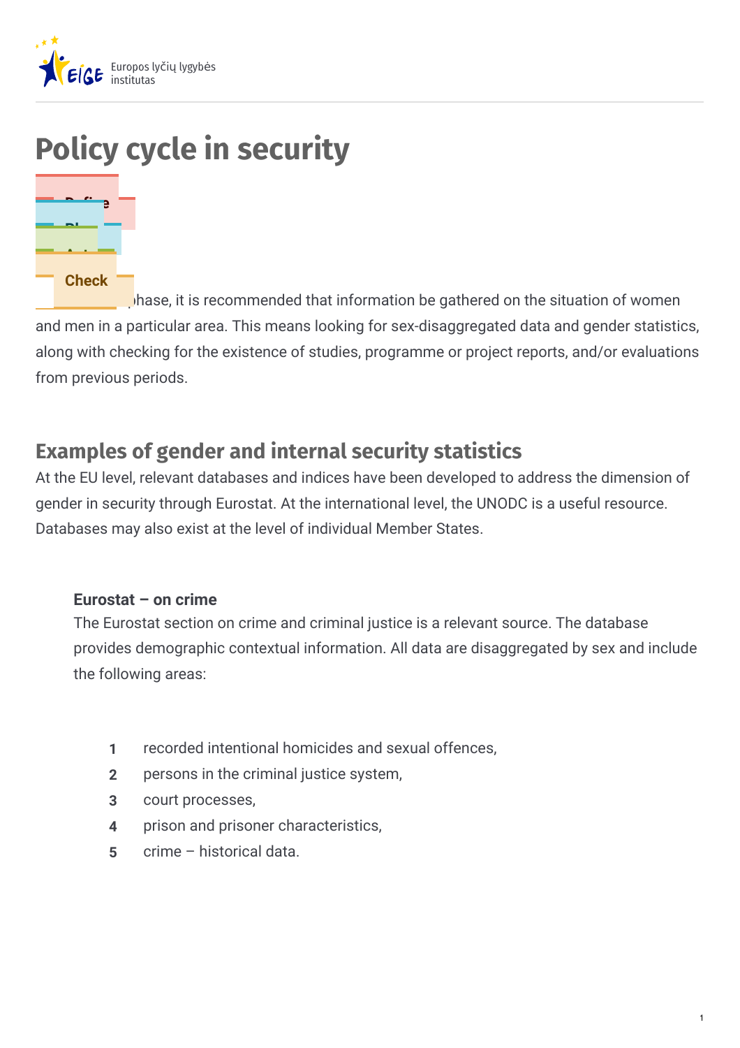# Policy cycle in security

Define

Plan

Act

Check

In the Define phase, it is recommended that information be gathered on the situation of women and men in a particular area. This means looking for sex-disaggregated data and gender statistics, along with checking for the existence of studies, programme or project reports, and/or evaluations from previous periods.

## Examples of gender and internal security statistics

At the EU level, relevant databases and indices have been developed to address the dimension of gender in security through Eurostat. At the international level, the UNODC is a useful resource. Databases may also exist at the level of individual Member States.

**Eurostat – on crime**

The Eurostat section on crime and criminal justice is a relevant source. The database provides demographic contextual information. All data are disaggregated by sex and include the following areas:

1. recorded intentional homicides and sexual offences,
2. persons in the criminal justice system,
3. court processes,
4. prison and prisoner characteristics,
5. crime – historical data.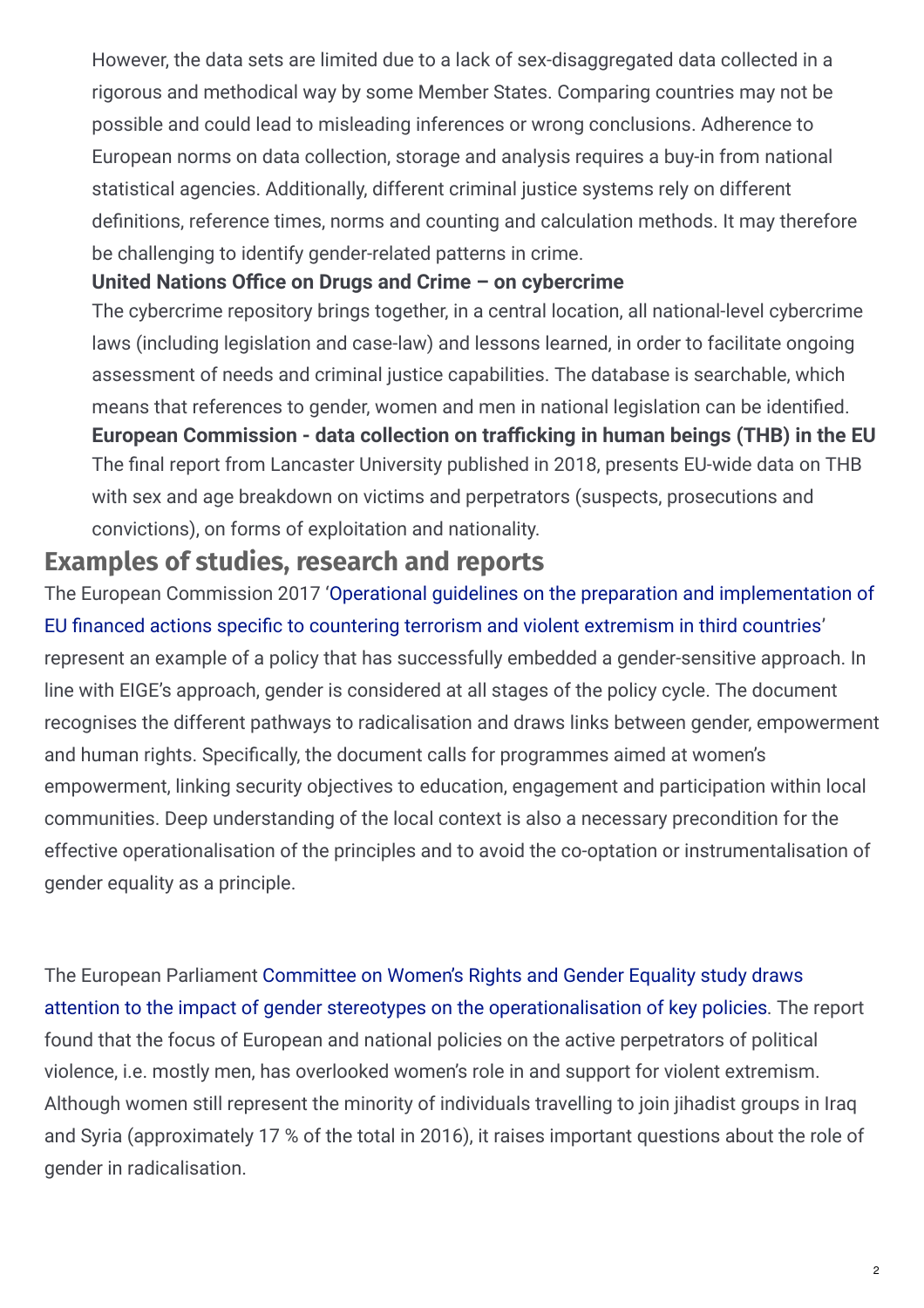However, the data sets are limited due to a lack of sex-disaggregated data collected in a rigorous and methodical way by some Member States. Comparing countries may not be possible and could lead to misleading inferences or wrong conclusions. Adherence to European norms on data collection, storage and analysis requires a buy-in from national statistical agencies. Additionally, different criminal justice systems rely on different definitions, reference times, norms and counting and calculation methods. It may therefore be challenging to identify gender-related patterns in crime.

**United Nations Office on Drugs and Crime – on cybercrime**

The cybercrime repository brings together, in a central location, all national-level cybercrime laws (including legislation and case-law) and lessons learned, in order to facilitate ongoing assessment of needs and criminal justice capabilities. The database is searchable, which means that references to gender, women and men in national legislation can be identified.

**European Commission - data collection on trafficking in human beings (THB) in the EU**

The final report from Lancaster University published in 2018, presents EU-wide data on THB with sex and age breakdown on victims and perpetrators (suspects, prosecutions and convictions), on forms of exploitation and nationality.

## Examples of studies, research and reports

The European Commission 2017 'Operational guidelines on the preparation and implementation of EU financed actions specific to countering terrorism and violent extremism in third countries' represent an example of a policy that has successfully embedded a gender-sensitive approach. In line with EIGE's approach, gender is considered at all stages of the policy cycle. The document recognises the different pathways to radicalisation and draws links between gender, empowerment and human rights. Specifically, the document calls for programmes aimed at women's empowerment, linking security objectives to education, engagement and participation within local communities. Deep understanding of the local context is also a necessary precondition for the effective operationalisation of the principles and to avoid the co-optation or instrumentalisation of gender equality as a principle.

The European Parliament Committee on Women's Rights and Gender Equality study draws attention to the impact of gender stereotypes on the operationalisation of key policies. The report found that the focus of European and national policies on the active perpetrators of political violence, i.e. mostly men, has overlooked women's role in and support for violent extremism. Although women still represent the minority of individuals travelling to join jihadist groups in Iraq and Syria (approximately 17 % of the total in 2016), it raises important questions about the role of gender in radicalisation.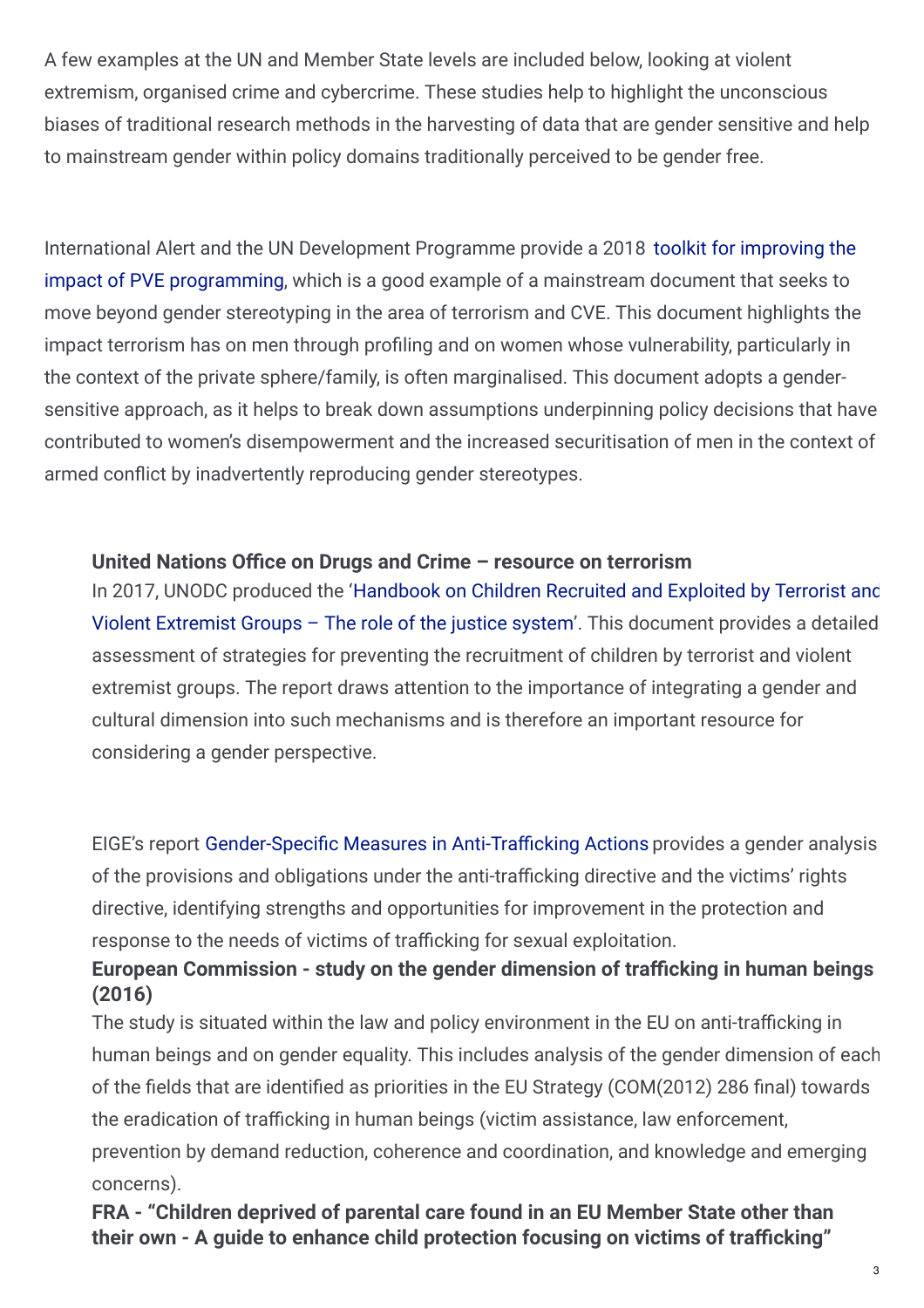A few examples at the UN and Member State levels are included below, looking at violent extremism, organised crime and cybercrime. These studies help to highlight the unconscious biases of traditional research methods in the harvesting of data that are gender sensitive and help to mainstream gender within policy domains traditionally perceived to be gender free.

International Alert and the UN Development Programme provide a 2018 toolkit for improving the impact of PVE programming, which is a good example of a mainstream document that seeks to move beyond gender stereotyping in the area of terrorism and CVE. This document highlights the impact terrorism has on men through profiling and on women whose vulnerability, particularly in the context of the private sphere/family, is often marginalised. This document adopts a gender-sensitive approach, as it helps to break down assumptions underpinning policy decisions that have contributed to women's disempowerment and the increased securitisation of men in the context of armed conflict by inadvertently reproducing gender stereotypes.

**United Nations Office on Drugs and Crime – resource on terrorism**

In 2017, UNODC produced the 'Handbook on Children Recruited and Exploited by Terrorist and Violent Extremist Groups – The role of the justice system'. This document provides a detailed assessment of strategies for preventing the recruitment of children by terrorist and violent extremist groups. The report draws attention to the importance of integrating a gender and cultural dimension into such mechanisms and is therefore an important resource for considering a gender perspective.

EIGE's report Gender-Specific Measures in Anti-Trafficking Actions provides a gender analysis of the provisions and obligations under the anti-trafficking directive and the victims' rights directive, identifying strengths and opportunities for improvement in the protection and response to the needs of victims of trafficking for sexual exploitation.

**European Commission - study on the gender dimension of trafficking in human beings (2016)**

The study is situated within the law and policy environment in the EU on anti-trafficking in human beings and on gender equality. This includes analysis of the gender dimension of each of the fields that are identified as priorities in the EU Strategy (COM(2012) 286 final) towards the eradication of trafficking in human beings (victim assistance, law enforcement, prevention by demand reduction, coherence and coordination, and knowledge and emerging concerns).

**FRA - "Children deprived of parental care found in an EU Member State other than their own - A guide to enhance child protection focusing on victims of trafficking"**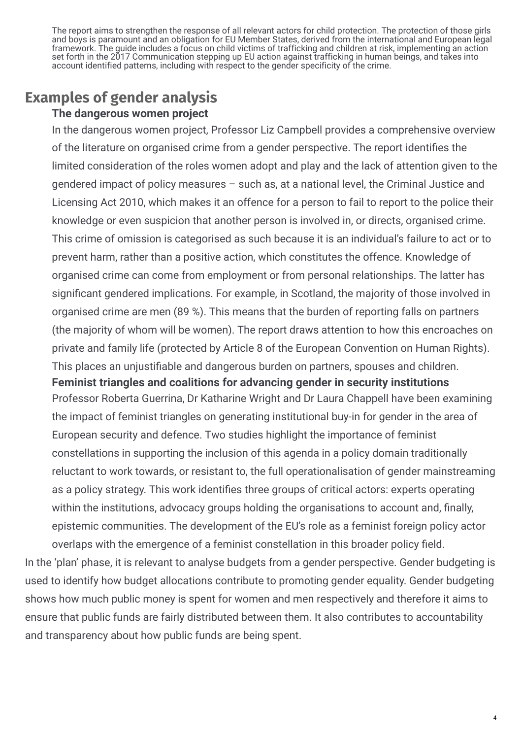The report aims to strengthen the response of all relevant actors for child protection. The protection of those girls and boys is paramount and an obligation for EU Member States, derived from the international and European legal framework. The guide includes a focus on child victims of trafficking and children at risk, implementing an action set forth in the 2017 Communication stepping up EU action against trafficking in human beings, and takes into account identified patterns, including with respect to the gender specificity of the crime.

## Examples of gender analysis

### The dangerous women project

In the dangerous women project, Professor Liz Campbell provides a comprehensive overview of the literature on organised crime from a gender perspective. The report identifies the limited consideration of the roles women adopt and play and the lack of attention given to the gendered impact of policy measures – such as, at a national level, the Criminal Justice and Licensing Act 2010, which makes it an offence for a person to fail to report to the police their knowledge or even suspicion that another person is involved in, or directs, organised crime. This crime of omission is categorised as such because it is an individual's failure to act or to prevent harm, rather than a positive action, which constitutes the offence. Knowledge of organised crime can come from employment or from personal relationships. The latter has significant gendered implications. For example, in Scotland, the majority of those involved in organised crime are men (89 %). This means that the burden of reporting falls on partners (the majority of whom will be women). The report draws attention to how this encroaches on private and family life (protected by Article 8 of the European Convention on Human Rights). This places an unjustifiable and dangerous burden on partners, spouses and children.

### Feminist triangles and coalitions for advancing gender in security institutions

Professor Roberta Guerrina, Dr Katharine Wright and Dr Laura Chappell have been examining the impact of feminist triangles on generating institutional buy-in for gender in the area of European security and defence. Two studies highlight the importance of feminist constellations in supporting the inclusion of this agenda in a policy domain traditionally reluctant to work towards, or resistant to, the full operationalisation of gender mainstreaming as a policy strategy. This work identifies three groups of critical actors: experts operating within the institutions, advocacy groups holding the organisations to account and, finally, epistemic communities. The development of the EU's role as a feminist foreign policy actor overlaps with the emergence of a feminist constellation in this broader policy field.

In the 'plan' phase, it is relevant to analyse budgets from a gender perspective. Gender budgeting is used to identify how budget allocations contribute to promoting gender equality. Gender budgeting shows how much public money is spent for women and men respectively and therefore it aims to ensure that public funds are fairly distributed between them. It also contributes to accountability and transparency about how public funds are being spent.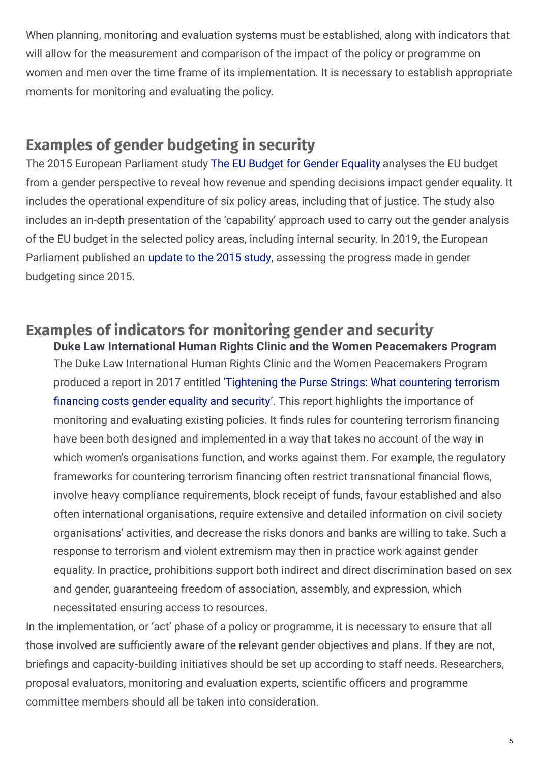When planning, monitoring and evaluation systems must be established, along with indicators that will allow for the measurement and comparison of the impact of the policy or programme on women and men over the time frame of its implementation. It is necessary to establish appropriate moments for monitoring and evaluating the policy.

## Examples of gender budgeting in security

The 2015 European Parliament study The EU Budget for Gender Equality analyses the EU budget from a gender perspective to reveal how revenue and spending decisions impact gender equality. It includes the operational expenditure of six policy areas, including that of justice. The study also includes an in-depth presentation of the 'capability' approach used to carry out the gender analysis of the EU budget in the selected policy areas, including internal security. In 2019, the European Parliament published an update to the 2015 study, assessing the progress made in gender budgeting since 2015.

## Examples of indicators for monitoring gender and security

**Duke Law International Human Rights Clinic and the Women Peacemakers Program**

The Duke Law International Human Rights Clinic and the Women Peacemakers Program produced a report in 2017 entitled 'Tightening the Purse Strings: What countering terrorism financing costs gender equality and security'. This report highlights the importance of monitoring and evaluating existing policies. It finds rules for countering terrorism financing have been both designed and implemented in a way that takes no account of the way in which women's organisations function, and works against them. For example, the regulatory frameworks for countering terrorism financing often restrict transnational financial flows, involve heavy compliance requirements, block receipt of funds, favour established and also often international organisations, require extensive and detailed information on civil society organisations' activities, and decrease the risks donors and banks are willing to take. Such a response to terrorism and violent extremism may then in practice work against gender equality. In practice, prohibitions support both indirect and direct discrimination based on sex and gender, guaranteeing freedom of association, assembly, and expression, which necessitated ensuring access to resources.

In the implementation, or 'act' phase of a policy or programme, it is necessary to ensure that all those involved are sufficiently aware of the relevant gender objectives and plans. If they are not, briefings and capacity-building initiatives should be set up according to staff needs. Researchers, proposal evaluators, monitoring and evaluation experts, scientific officers and programme committee members should all be taken into consideration.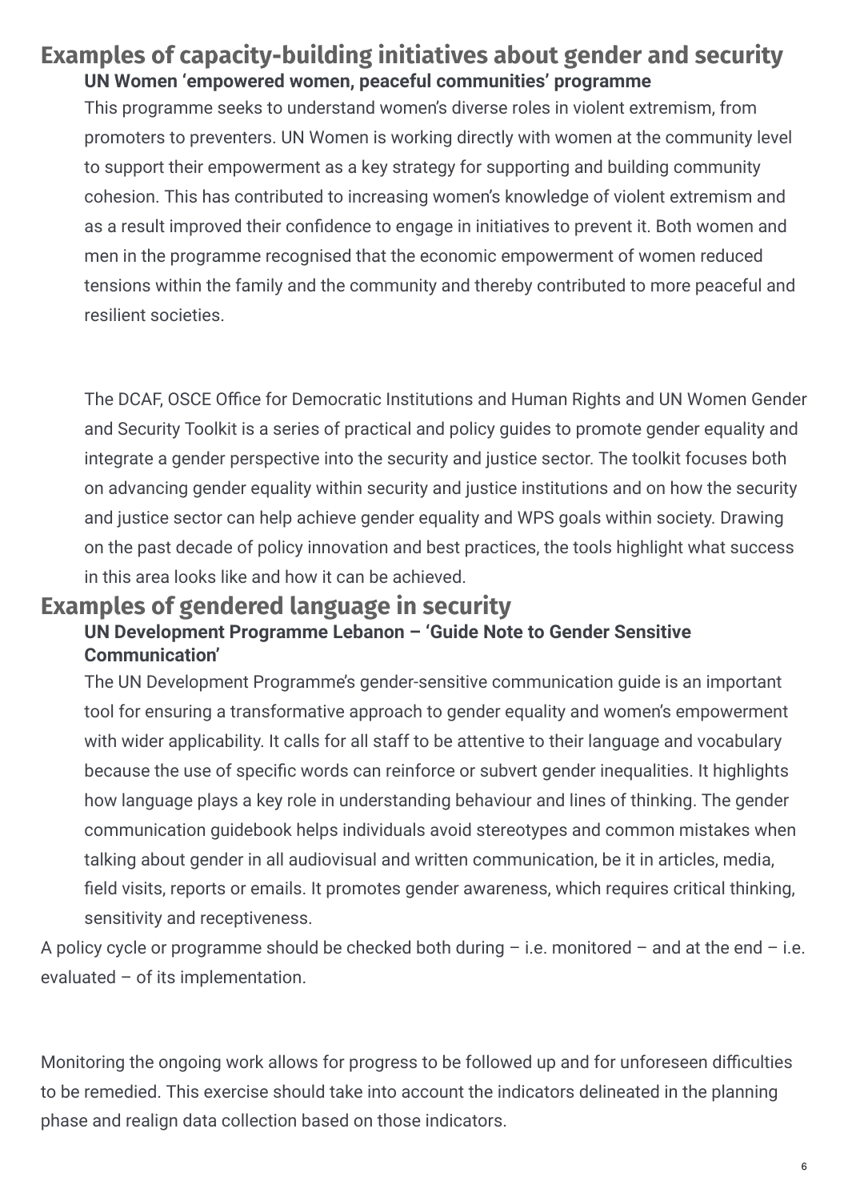## Examples of capacity-building initiatives about gender and security

### UN Women 'empowered women, peaceful communities' programme

This programme seeks to understand women's diverse roles in violent extremism, from promoters to preventers. UN Women is working directly with women at the community level to support their empowerment as a key strategy for supporting and building community cohesion. This has contributed to increasing women's knowledge of violent extremism and as a result improved their confidence to engage in initiatives to prevent it. Both women and men in the programme recognised that the economic empowerment of women reduced tensions within the family and the community and thereby contributed to more peaceful and resilient societies.

The DCAF, OSCE Office for Democratic Institutions and Human Rights and UN Women Gender and Security Toolkit is a series of practical and policy guides to promote gender equality and integrate a gender perspective into the security and justice sector. The toolkit focuses both on advancing gender equality within security and justice institutions and on how the security and justice sector can help achieve gender equality and WPS goals within society. Drawing on the past decade of policy innovation and best practices, the tools highlight what success in this area looks like and how it can be achieved.

## Examples of gendered language in security

### UN Development Programme Lebanon – 'Guide Note to Gender Sensitive Communication'

The UN Development Programme's gender-sensitive communication guide is an important tool for ensuring a transformative approach to gender equality and women's empowerment with wider applicability. It calls for all staff to be attentive to their language and vocabulary because the use of specific words can reinforce or subvert gender inequalities. It highlights how language plays a key role in understanding behaviour and lines of thinking. The gender communication guidebook helps individuals avoid stereotypes and common mistakes when talking about gender in all audiovisual and written communication, be it in articles, media, field visits, reports or emails. It promotes gender awareness, which requires critical thinking, sensitivity and receptiveness.

A policy cycle or programme should be checked both during – i.e. monitored – and at the end – i.e. evaluated – of its implementation.

Monitoring the ongoing work allows for progress to be followed up and for unforeseen difficulties to be remedied. This exercise should take into account the indicators delineated in the planning phase and realign data collection based on those indicators.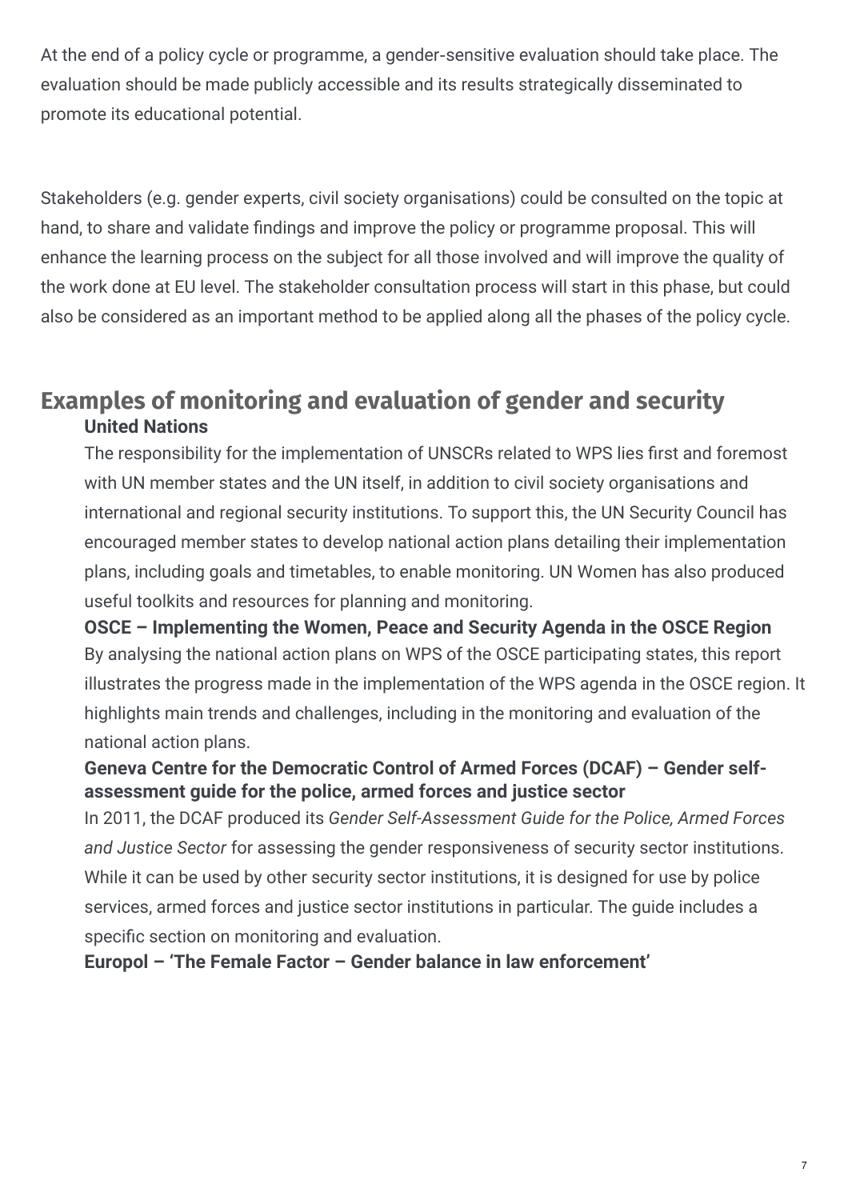At the end of a policy cycle or programme, a gender-sensitive evaluation should take place. The evaluation should be made publicly accessible and its results strategically disseminated to promote its educational potential.

Stakeholders (e.g. gender experts, civil society organisations) could be consulted on the topic at hand, to share and validate findings and improve the policy or programme proposal. This will enhance the learning process on the subject for all those involved and will improve the quality of the work done at EU level. The stakeholder consultation process will start in this phase, but could also be considered as an important method to be applied along all the phases of the policy cycle.

## Examples of monitoring and evaluation of gender and security

**United Nations**

The responsibility for the implementation of UNSCRs related to WPS lies first and foremost with UN member states and the UN itself, in addition to civil society organisations and international and regional security institutions. To support this, the UN Security Council has encouraged member states to develop national action plans detailing their implementation plans, including goals and timetables, to enable monitoring. UN Women has also produced useful toolkits and resources for planning and monitoring.

**OSCE – Implementing the Women, Peace and Security Agenda in the OSCE Region**

By analysing the national action plans on WPS of the OSCE participating states, this report illustrates the progress made in the implementation of the WPS agenda in the OSCE region. It highlights main trends and challenges, including in the monitoring and evaluation of the national action plans.

**Geneva Centre for the Democratic Control of Armed Forces (DCAF) – Gender self-assessment guide for the police, armed forces and justice sector**

In 2011, the DCAF produced its *Gender Self-Assessment Guide for the Police, Armed Forces and Justice Sector* for assessing the gender responsiveness of security sector institutions. While it can be used by other security sector institutions, it is designed for use by police services, armed forces and justice sector institutions in particular. The guide includes a specific section on monitoring and evaluation.

**Europol – 'The Female Factor – Gender balance in law enforcement'**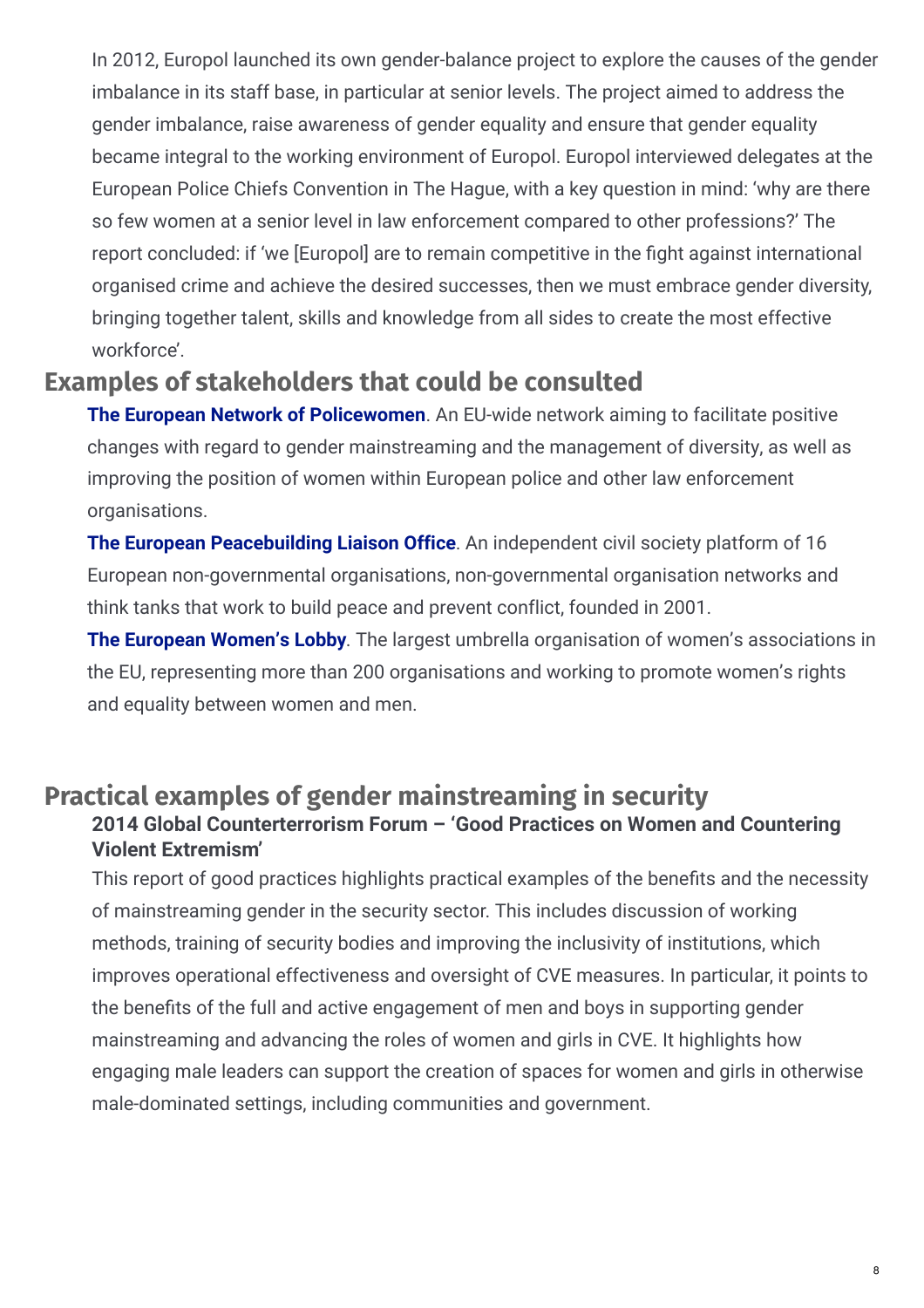In 2012, Europol launched its own gender-balance project to explore the causes of the gender imbalance in its staff base, in particular at senior levels. The project aimed to address the gender imbalance, raise awareness of gender equality and ensure that gender equality became integral to the working environment of Europol. Europol interviewed delegates at the European Police Chiefs Convention in The Hague, with a key question in mind: 'why are there so few women at a senior level in law enforcement compared to other professions?' The report concluded: if 'we [Europol] are to remain competitive in the fight against international organised crime and achieve the desired successes, then we must embrace gender diversity, bringing together talent, skills and knowledge from all sides to create the most effective workforce'.

## Examples of stakeholders that could be consulted

**The European Network of Policewomen**. An EU-wide network aiming to facilitate positive changes with regard to gender mainstreaming and the management of diversity, as well as improving the position of women within European police and other law enforcement organisations.

**The European Peacebuilding Liaison Office**. An independent civil society platform of 16 European non-governmental organisations, non-governmental organisation networks and think tanks that work to build peace and prevent conflict, founded in 2001.

**The European Women's Lobby**. The largest umbrella organisation of women's associations in the EU, representing more than 200 organisations and working to promote women's rights and equality between women and men.

## Practical examples of gender mainstreaming in security

### 2014 Global Counterterrorism Forum – 'Good Practices on Women and Countering Violent Extremism'

This report of good practices highlights practical examples of the benefits and the necessity of mainstreaming gender in the security sector. This includes discussion of working methods, training of security bodies and improving the inclusivity of institutions, which improves operational effectiveness and oversight of CVE measures. In particular, it points to the benefits of the full and active engagement of men and boys in supporting gender mainstreaming and advancing the roles of women and girls in CVE. It highlights how engaging male leaders can support the creation of spaces for women and girls in otherwise male-dominated settings, including communities and government.